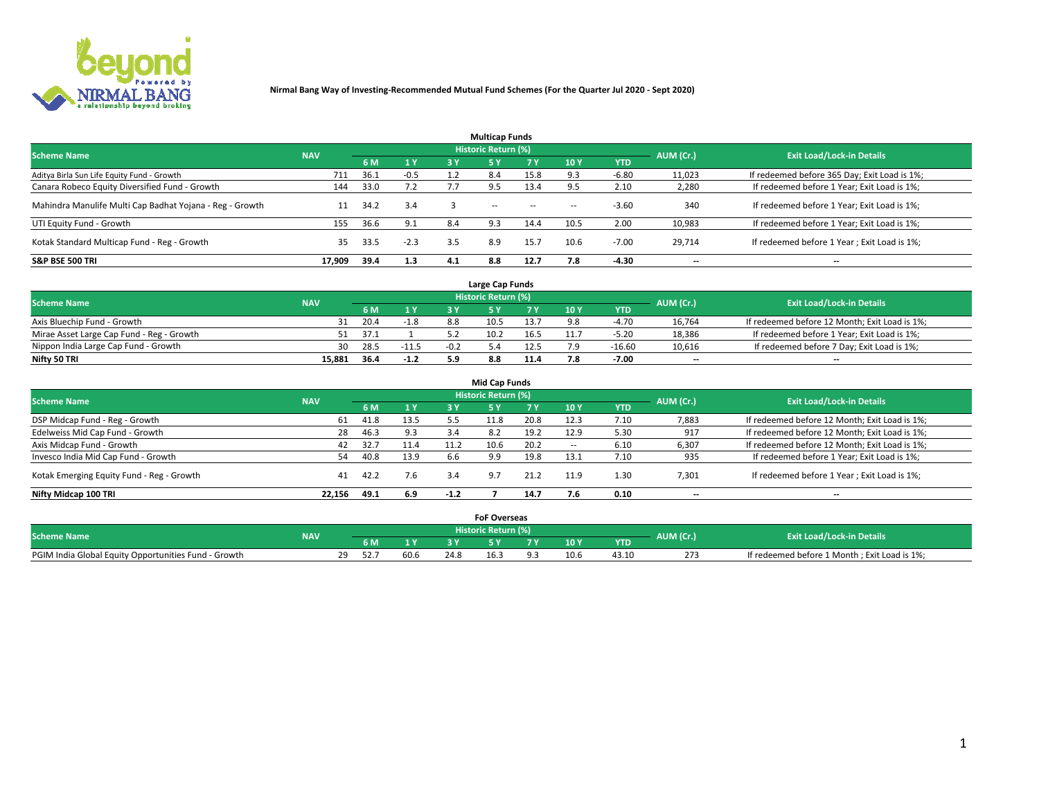# Nirmal Bang Way of Investing-Recommended Mutual Fund Schemes (For the Quarter Jul 2020 - Sept 2020)

## Multicap Funds

| Scheme Name | NAV | Historic Return (%) | | | | | | | AUM (Cr.) | Exit Load/Lock-in Details |
|---|---|---|---|---|---|---|---|---|---|---|
| | | 6 M | 1 Y | 3 Y | 5 Y | 7 Y | 10 Y | YTD | | |
| Aditya Birla Sun Life Equity Fund - Growth | 711 | 36.1 | -0.5 | 1.2 | 8.4 | 15.8 | 9.3 | -6.80 | 11,023 | If redeemed before 365 Day; Exit Load is 1%; |
| Canara Robeco Equity Diversified Fund - Growth | 144 | 33.0 | 7.2 | 7.7 | 9.5 | 13.4 | 9.5 | 2.10 | 2,280 | If redeemed before 1 Year; Exit Load is 1%; |
| Mahindra Manulife Multi Cap Badhat Yojana - Reg - Growth | 11 | 34.2 | 3.4 | 3 | -- | -- | -- | -3.60 | 340 | If redeemed before 1 Year; Exit Load is 1%; |
| UTI Equity Fund - Growth | 155 | 36.6 | 9.1 | 8.4 | 9.3 | 14.4 | 10.5 | 2.00 | 10,983 | If redeemed before 1 Year; Exit Load is 1%; |
| Kotak Standard Multicap Fund - Reg - Growth | 35 | 33.5 | -2.3 | 3.5 | 8.9 | 15.7 | 10.6 | -7.00 | 29,714 | If redeemed before 1 Year ; Exit Load is 1%; |
| **S&P BSE 500 TRI** | **17,909** | **39.4** | **1.3** | **4.1** | **8.8** | **12.7** | **7.8** | **-4.30** | **--** | **--** |

## Large Cap Funds

| Scheme Name | NAV | Historic Return (%) | | | | | | | AUM (Cr.) | Exit Load/Lock-in Details |
|---|---|---|---|---|---|---|---|---|---|---|
| | | 6 M | 1 Y | 3 Y | 5 Y | 7 Y | 10 Y | YTD | | |
| Axis Bluechip Fund - Growth | 31 | 20.4 | -1.8 | 8.8 | 10.5 | 13.7 | 9.8 | -4.70 | 16,764 | If redeemed before 12 Month; Exit Load is 1%; |
| Mirae Asset Large Cap Fund - Reg - Growth | 51 | 37.1 | 1 | 5.2 | 10.2 | 16.5 | 11.7 | -5.20 | 18,386 | If redeemed before 1 Year; Exit Load is 1%; |
| Nippon India Large Cap Fund - Growth | 30 | 28.5 | -11.5 | -0.2 | 5.4 | 12.5 | 7.9 | -16.60 | 10,616 | If redeemed before 7 Day; Exit Load is 1%; |
| **Nifty 50 TRI** | **15,881** | **36.4** | **-1.2** | **5.9** | **8.8** | **11.4** | **7.8** | **-7.00** | **--** | **--** |

## Mid Cap Funds

| Scheme Name | NAV | Historic Return (%) | | | | | | | AUM (Cr.) | Exit Load/Lock-in Details |
|---|---|---|---|---|---|---|---|---|---|---|
| | | 6 M | 1 Y | 3 Y | 5 Y | 7 Y | 10 Y | YTD | | |
| DSP Midcap Fund - Reg - Growth | 61 | 41.8 | 13.5 | 5.5 | 11.8 | 20.8 | 12.3 | 7.10 | 7,883 | If redeemed before 12 Month; Exit Load is 1%; |
| Edelweiss Mid Cap Fund - Growth | 28 | 46.3 | 9.3 | 3.4 | 8.2 | 19.2 | 12.9 | 5.30 | 917 | If redeemed before 12 Month; Exit Load is 1%; |
| Axis Midcap Fund - Growth | 42 | 32.7 | 11.4 | 11.2 | 10.6 | 20.2 | -- | 6.10 | 6,307 | If redeemed before 12 Month; Exit Load is 1%; |
| Invesco India Mid Cap Fund - Growth | 54 | 40.8 | 13.9 | 6.6 | 9.9 | 19.8 | 13.1 | 7.10 | 935 | If redeemed before 1 Year; Exit Load is 1%; |
| Kotak Emerging Equity Fund - Reg - Growth | 41 | 42.2 | 7.6 | 3.4 | 9.7 | 21.2 | 11.9 | 1.30 | 7,301 | If redeemed before 1 Year ; Exit Load is 1%; |
| **Nifty Midcap 100 TRI** | **22,156** | **49.1** | **6.9** | **-1.2** | **7** | **14.7** | **7.6** | **0.10** | **--** | **--** |

## FoF Overseas

| Scheme Name | NAV | Historic Return (%) | | | | | | | AUM (Cr.) | Exit Load/Lock-in Details |
|---|---|---|---|---|---|---|---|---|---|---|
| | | 6 M | 1 Y | 3 Y | 5 Y | 7 Y | 10 Y | YTD | | |
| PGIM India Global Equity Opportunities Fund - Growth | 29 | 52.7 | 60.6 | 24.8 | 16.3 | 9.3 | 10.6 | 43.10 | 273 | If redeemed before 1 Month ; Exit Load is 1%; |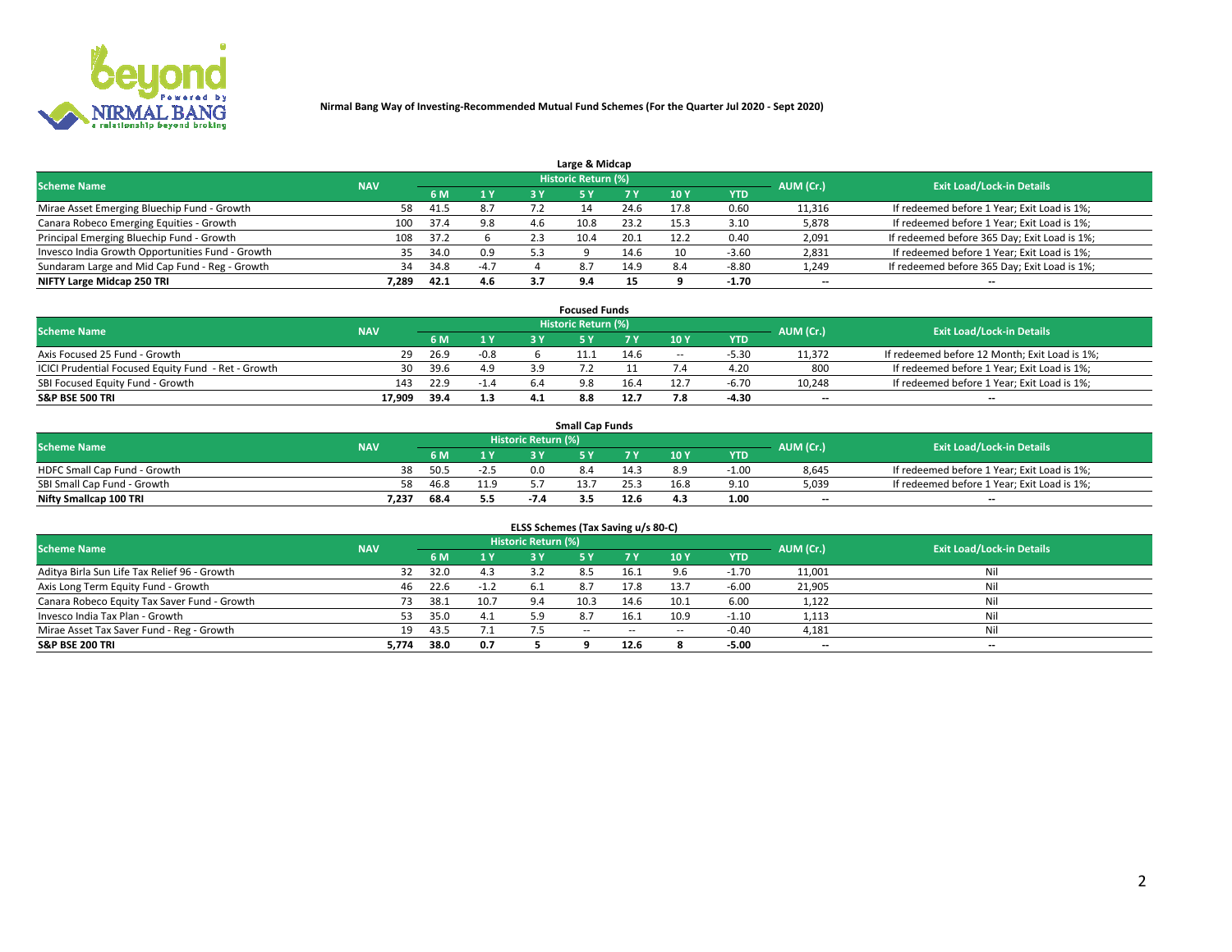**Nirmal Bang Way of Investing-Recommended Mutual Fund Schemes (For the Quarter Jul 2020 - Sept 2020)**

### Large & Midcap

| Scheme Name | NAV | Historic Return (%) | | | | | | | AUM (Cr.) | Exit Load/Lock-in Details |
|---|---|---|---|---|---|---|---|---|---|---|
| | | 6 M | 1 Y | 3 Y | 5 Y | 7 Y | 10 Y | YTD | | |
| Mirae Asset Emerging Bluechip Fund - Growth | 58 | 41.5 | 8.7 | 7.2 | 14 | 24.6 | 17.8 | 0.60 | 11,316 | If redeemed before 1 Year; Exit Load is 1%; |
| Canara Robeco Emerging Equities - Growth | 100 | 37.4 | 9.8 | 4.6 | 10.8 | 23.2 | 15.3 | 3.10 | 5,878 | If redeemed before 1 Year; Exit Load is 1%; |
| Principal Emerging Bluechip Fund - Growth | 108 | 37.2 | 6 | 2.3 | 10.4 | 20.1 | 12.2 | 0.40 | 2,091 | If redeemed before 365 Day; Exit Load is 1%; |
| Invesco India Growth Opportunities Fund - Growth | 35 | 34.0 | 0.9 | 5.3 | 9 | 14.6 | 10 | -3.60 | 2,831 | If redeemed before 1 Year; Exit Load is 1%; |
| Sundaram Large and Mid Cap Fund - Reg - Growth | 34 | 34.8 | -4.7 | 4 | 8.7 | 14.9 | 8.4 | -8.80 | 1,249 | If redeemed before 365 Day; Exit Load is 1%; |
| **NIFTY Large Midcap 250 TRI** | **7,289** | **42.1** | **4.6** | **3.7** | **9.4** | **15** | **9** | **-1.70** | -- | -- |

### Focused Funds

| Scheme Name | NAV | Historic Return (%) | | | | | | | AUM (Cr.) | Exit Load/Lock-in Details |
|---|---|---|---|---|---|---|---|---|---|---|
| | | 6 M | 1 Y | 3 Y | 5 Y | 7 Y | 10 Y | YTD | | |
| Axis Focused 25 Fund - Growth | 29 | 26.9 | -0.8 | 6 | 11.1 | 14.6 | -- | -5.30 | 11,372 | If redeemed before 12 Month; Exit Load is 1%; |
| ICICI Prudential Focused Equity Fund - Ret - Growth | 30 | 39.6 | 4.9 | 3.9 | 7.2 | 11 | 7.4 | 4.20 | 800 | If redeemed before 1 Year; Exit Load is 1%; |
| SBI Focused Equity Fund - Growth | 143 | 22.9 | -1.4 | 6.4 | 9.8 | 16.4 | 12.7 | -6.70 | 10,248 | If redeemed before 1 Year; Exit Load is 1%; |
| **S&P BSE 500 TRI** | **17,909** | **39.4** | **1.3** | **4.1** | **8.8** | **12.7** | **7.8** | **-4.30** | -- | -- |

### Small Cap Funds

| Scheme Name | NAV | Historic Return (%) | | | | | | | AUM (Cr.) | Exit Load/Lock-in Details |
|---|---|---|---|---|---|---|---|---|---|---|
| | | 6 M | 1 Y | 3 Y | 5 Y | 7 Y | 10 Y | YTD | | |
| HDFC Small Cap Fund - Growth | 38 | 50.5 | -2.5 | 0.0 | 8.4 | 14.3 | 8.9 | -1.00 | 8,645 | If redeemed before 1 Year; Exit Load is 1%; |
| SBI Small Cap Fund - Growth | 58 | 46.8 | 11.9 | 5.7 | 13.7 | 25.3 | 16.8 | 9.10 | 5,039 | If redeemed before 1 Year; Exit Load is 1%; |
| **Nifty Smallcap 100 TRI** | **7,237** | **68.4** | **5.5** | **-7.4** | **3.5** | **12.6** | **4.3** | **1.00** | -- | -- |

### ELSS Schemes (Tax Saving u/s 80-C)

| Scheme Name | NAV | Historic Return (%) | | | | | | | AUM (Cr.) | Exit Load/Lock-in Details |
|---|---|---|---|---|---|---|---|---|---|---|
| | | 6 M | 1 Y | 3 Y | 5 Y | 7 Y | 10 Y | YTD | | |
| Aditya Birla Sun Life Tax Relief 96 - Growth | 32 | 32.0 | 4.3 | 3.2 | 8.5 | 16.1 | 9.6 | -1.70 | 11,001 | Nil |
| Axis Long Term Equity Fund - Growth | 46 | 22.6 | -1.2 | 6.1 | 8.7 | 17.8 | 13.7 | -6.00 | 21,905 | Nil |
| Canara Robeco Equity Tax Saver Fund - Growth | 73 | 38.1 | 10.7 | 9.4 | 10.3 | 14.6 | 10.1 | 6.00 | 1,122 | Nil |
| Invesco India Tax Plan - Growth | 53 | 35.0 | 4.1 | 5.9 | 8.7 | 16.1 | 10.9 | -1.10 | 1,113 | Nil |
| Mirae Asset Tax Saver Fund - Reg - Growth | 19 | 43.5 | 7.1 | 7.5 | -- | -- | -- | -0.40 | 4,181 | Nil |
| **S&P BSE 200 TRI** | **5,774** | **38.0** | **0.7** | **5** | **9** | **12.6** | **8** | **-5.00** | -- | -- |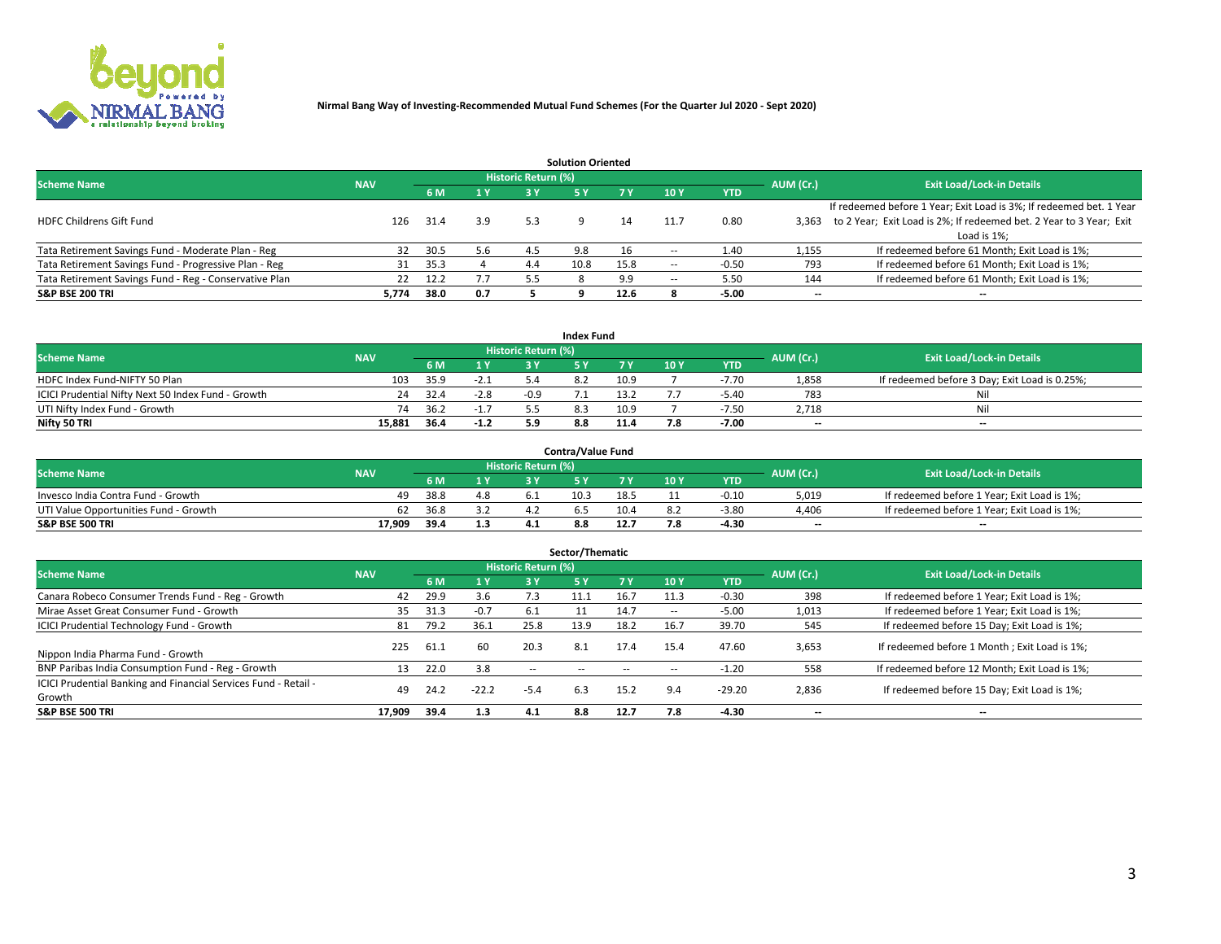**Nirmal Bang Way of Investing-Recommended Mutual Fund Schemes (For the Quarter Jul 2020 - Sept 2020)**

### Solution Oriented

| Scheme Name | NAV | Historic Return (%) | | | | | | | AUM (Cr.) | Exit Load/Lock-in Details |
|---|---|---|---|---|---|---|---|---|---|---|
| | | 6 M | 1 Y | 3 Y | 5 Y | 7 Y | 10 Y | YTD | | |
| HDFC Childrens Gift Fund | 126 | 31.4 | 3.9 | 5.3 | 9 | 14 | 11.7 | 0.80 | 3,363 | If redeemed before 1 Year; Exit Load is 3%; If redeemed bet. 1 Year to 2 Year; Exit Load is 2%; If redeemed bet. 2 Year to 3 Year; Exit Load is 1%; |
| Tata Retirement Savings Fund - Moderate Plan - Reg | 32 | 30.5 | 5.6 | 4.5 | 9.8 | 16 | -- | 1.40 | 1,155 | If redeemed before 61 Month; Exit Load is 1%; |
| Tata Retirement Savings Fund - Progressive Plan - Reg | 31 | 35.3 | 4 | 4.4 | 10.8 | 15.8 | -- | -0.50 | 793 | If redeemed before 61 Month; Exit Load is 1%; |
| Tata Retirement Savings Fund - Reg - Conservative Plan | 22 | 12.2 | 7.7 | 5.5 | 8 | 9.9 | -- | 5.50 | 144 | If redeemed before 61 Month; Exit Load is 1%; |
| **S&P BSE 200 TRI** | **5,774** | **38.0** | **0.7** | **5** | **9** | **12.6** | **8** | **-5.00** | **--** | **--** |

### Index Fund

| Scheme Name | NAV | Historic Return (%) | | | | | | | AUM (Cr.) | Exit Load/Lock-in Details |
|---|---|---|---|---|---|---|---|---|---|---|
| | | 6 M | 1 Y | 3 Y | 5 Y | 7 Y | 10 Y | YTD | | |
| HDFC Index Fund-NIFTY 50 Plan | 103 | 35.9 | -2.1 | 5.4 | 8.2 | 10.9 | 7 | -7.70 | 1,858 | If redeemed before 3 Day; Exit Load is 0.25%; |
| ICICI Prudential Nifty Next 50 Index Fund - Growth | 24 | 32.4 | -2.8 | -0.9 | 7.1 | 13.2 | 7.7 | -5.40 | 783 | Nil |
| UTI Nifty Index Fund - Growth | 74 | 36.2 | -1.7 | 5.5 | 8.3 | 10.9 | 7 | -7.50 | 2,718 | Nil |
| **Nifty 50 TRI** | **15,881** | **36.4** | **-1.2** | **5.9** | **8.8** | **11.4** | **7.8** | **-7.00** | **--** | **--** |

### Contra/Value Fund

| Scheme Name | NAV | Historic Return (%) | | | | | | | AUM (Cr.) | Exit Load/Lock-in Details |
|---|---|---|---|---|---|---|---|---|---|---|
| | | 6 M | 1 Y | 3 Y | 5 Y | 7 Y | 10 Y | YTD | | |
| Invesco India Contra Fund - Growth | 49 | 38.8 | 4.8 | 6.1 | 10.3 | 18.5 | 11 | -0.10 | 5,019 | If redeemed before 1 Year; Exit Load is 1%; |
| UTI Value Opportunities Fund - Growth | 62 | 36.8 | 3.2 | 4.2 | 6.5 | 10.4 | 8.2 | -3.80 | 4,406 | If redeemed before 1 Year; Exit Load is 1%; |
| **S&P BSE 500 TRI** | **17,909** | **39.4** | **1.3** | **4.1** | **8.8** | **12.7** | **7.8** | **-4.30** | **--** | **--** |

### Sector/Thematic

| Scheme Name | NAV | Historic Return (%) | | | | | | | AUM (Cr.) | Exit Load/Lock-in Details |
|---|---|---|---|---|---|---|---|---|---|---|
| | | 6 M | 1 Y | 3 Y | 5 Y | 7 Y | 10 Y | YTD | | |
| Canara Robeco Consumer Trends Fund - Reg - Growth | 42 | 29.9 | 3.6 | 7.3 | 11.1 | 16.7 | 11.3 | -0.30 | 398 | If redeemed before 1 Year; Exit Load is 1%; |
| Mirae Asset Great Consumer Fund - Growth | 35 | 31.3 | -0.7 | 6.1 | 11 | 14.7 | -- | -5.00 | 1,013 | If redeemed before 1 Year; Exit Load is 1%; |
| ICICI Prudential Technology Fund - Growth | 81 | 79.2 | 36.1 | 25.8 | 13.9 | 18.2 | 16.7 | 39.70 | 545 | If redeemed before 15 Day; Exit Load is 1%; |
| Nippon India Pharma Fund - Growth | 225 | 61.1 | 60 | 20.3 | 8.1 | 17.4 | 15.4 | 47.60 | 3,653 | If redeemed before 1 Month ; Exit Load is 1%; |
| BNP Paribas India Consumption Fund - Reg - Growth | 13 | 22.0 | 3.8 | -- | -- | -- | -- | -1.20 | 558 | If redeemed before 12 Month; Exit Load is 1%; |
| ICICI Prudential Banking and Financial Services Fund - Retail - Growth | 49 | 24.2 | -22.2 | -5.4 | 6.3 | 15.2 | 9.4 | -29.20 | 2,836 | If redeemed before 15 Day; Exit Load is 1%; |
| **S&P BSE 500 TRI** | **17,909** | **39.4** | **1.3** | **4.1** | **8.8** | **12.7** | **7.8** | **-4.30** | **--** | **--** |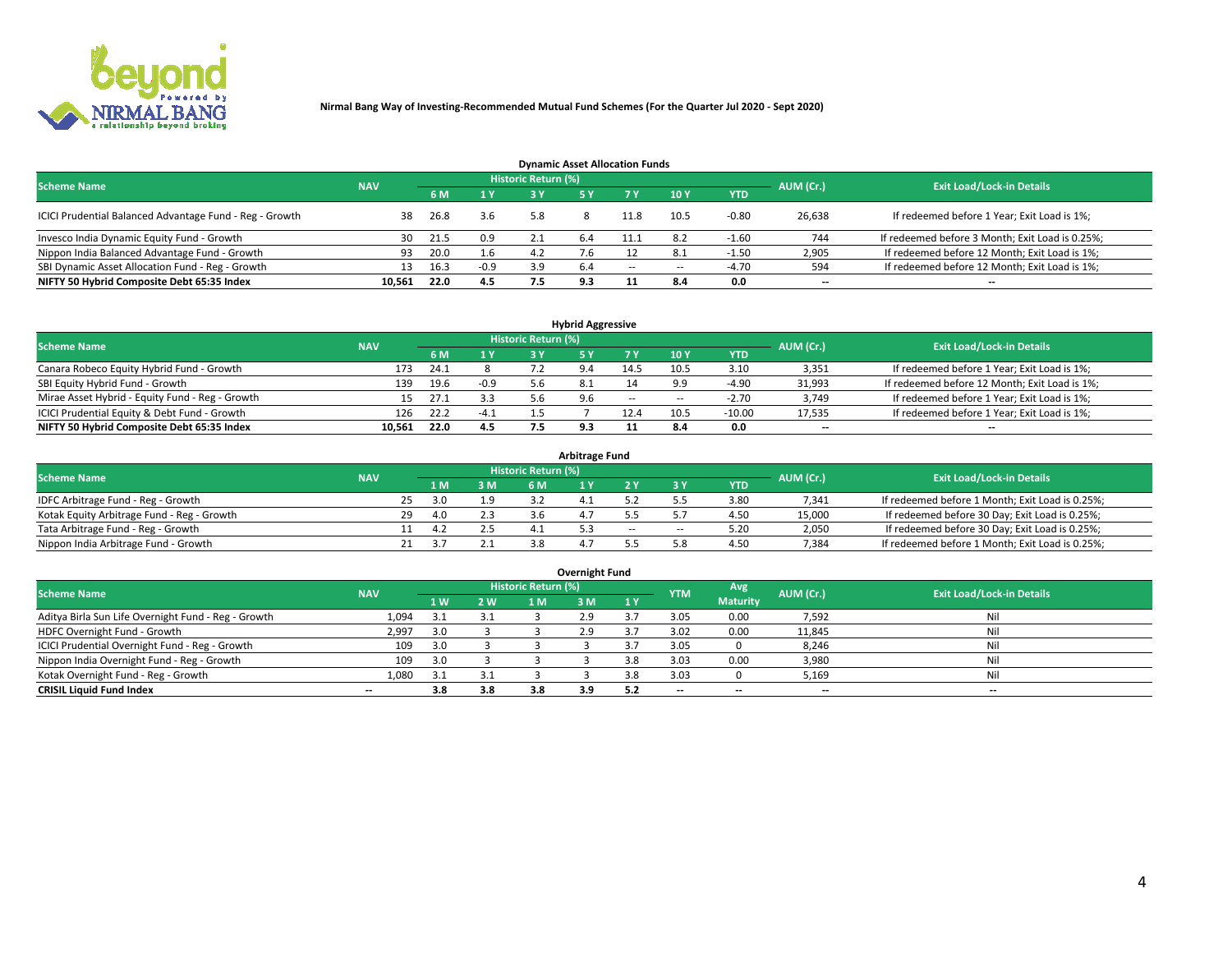**Nirmal Bang Way of Investing-Recommended Mutual Fund Schemes (For the Quarter Jul 2020 - Sept 2020)**

### Dynamic Asset Allocation Funds

| Scheme Name | NAV | Historic Return (%) | | | | | | | AUM (Cr.) | Exit Load/Lock-in Details |
|---|---|---|---|---|---|---|---|---|---|---|
| | | 6 M | 1 Y | 3 Y | 5 Y | 7 Y | 10 Y | YTD | | |
| ICICI Prudential Balanced Advantage Fund - Reg - Growth | 38 | 26.8 | 3.6 | 5.8 | 8 | 11.8 | 10.5 | -0.80 | 26,638 | If redeemed before 1 Year; Exit Load is 1%; |
| Invesco India Dynamic Equity Fund - Growth | 30 | 21.5 | 0.9 | 2.1 | 6.4 | 11.1 | 8.2 | -1.60 | 744 | If redeemed before 3 Month; Exit Load is 0.25%; |
| Nippon India Balanced Advantage Fund - Growth | 93 | 20.0 | 1.6 | 4.2 | 7.6 | 12 | 8.1 | -1.50 | 2,905 | If redeemed before 12 Month; Exit Load is 1%; |
| SBI Dynamic Asset Allocation Fund - Reg - Growth | 13 | 16.3 | -0.9 | 3.9 | 6.4 | -- | -- | -4.70 | 594 | If redeemed before 12 Month; Exit Load is 1%; |
| **NIFTY 50 Hybrid Composite Debt 65:35 Index** | **10,561** | **22.0** | **4.5** | **7.5** | **9.3** | **11** | **8.4** | **0.0** | **--** | **--** |

### Hybrid Aggressive

| Scheme Name | NAV | Historic Return (%) | | | | | | | AUM (Cr.) | Exit Load/Lock-in Details |
|---|---|---|---|---|---|---|---|---|---|---|
| | | 6 M | 1 Y | 3 Y | 5 Y | 7 Y | 10 Y | YTD | | |
| Canara Robeco Equity Hybrid Fund - Growth | 173 | 24.1 | 8 | 7.2 | 9.4 | 14.5 | 10.5 | 3.10 | 3,351 | If redeemed before 1 Year; Exit Load is 1%; |
| SBI Equity Hybrid Fund - Growth | 139 | 19.6 | -0.9 | 5.6 | 8.1 | 14 | 9.9 | -4.90 | 31,993 | If redeemed before 12 Month; Exit Load is 1%; |
| Mirae Asset Hybrid - Equity Fund - Reg - Growth | 15 | 27.1 | 3.3 | 5.6 | 9.6 | -- | -- | -2.70 | 3,749 | If redeemed before 1 Year; Exit Load is 1%; |
| ICICI Prudential Equity & Debt Fund - Growth | 126 | 22.2 | -4.1 | 1.5 | 7 | 12.4 | 10.5 | -10.00 | 17,535 | If redeemed before 1 Year; Exit Load is 1%; |
| **NIFTY 50 Hybrid Composite Debt 65:35 Index** | **10,561** | **22.0** | **4.5** | **7.5** | **9.3** | **11** | **8.4** | **0.0** | **--** | **--** |

### Arbitrage Fund

| Scheme Name | NAV | Historic Return (%) | | | | | | | AUM (Cr.) | Exit Load/Lock-in Details |
|---|---|---|---|---|---|---|---|---|---|---|
| | | 1 M | 3 M | 6 M | 1 Y | 2 Y | 3 Y | YTD | | |
| IDFC Arbitrage Fund - Reg - Growth | 25 | 3.0 | 1.9 | 3.2 | 4.1 | 5.2 | 5.5 | 3.80 | 7,341 | If redeemed before 1 Month; Exit Load is 0.25%; |
| Kotak Equity Arbitrage Fund - Reg - Growth | 29 | 4.0 | 2.3 | 3.6 | 4.7 | 5.5 | 5.7 | 4.50 | 15,000 | If redeemed before 30 Day; Exit Load is 0.25%; |
| Tata Arbitrage Fund - Reg - Growth | 11 | 4.2 | 2.5 | 4.1 | 5.3 | -- | -- | 5.20 | 2,050 | If redeemed before 30 Day; Exit Load is 0.25%; |
| Nippon India Arbitrage Fund - Growth | 21 | 3.7 | 2.1 | 3.8 | 4.7 | 5.5 | 5.8 | 4.50 | 7,384 | If redeemed before 1 Month; Exit Load is 0.25%; |

### Overnight Fund

| Scheme Name | NAV | Historic Return (%) | | | | | YTM | Avg Maturity | AUM (Cr.) | Exit Load/Lock-in Details |
|---|---|---|---|---|---|---|---|---|---|---|
| | | 1 W | 2 W | 1 M | 3 M | 1 Y | | | | |
| Aditya Birla Sun Life Overnight Fund - Reg - Growth | 1,094 | 3.1 | 3.1 | 3 | 2.9 | 3.7 | 3.05 | 0.00 | 7,592 | Nil |
| HDFC Overnight Fund - Growth | 2,997 | 3.0 | 3 | 3 | 2.9 | 3.7 | 3.02 | 0.00 | 11,845 | Nil |
| ICICI Prudential Overnight Fund - Reg - Growth | 109 | 3.0 | 3 | 3 | 3 | 3.7 | 3.05 | 0 | 8,246 | Nil |
| Nippon India Overnight Fund - Reg - Growth | 109 | 3.0 | 3 | 3 | 3 | 3.8 | 3.03 | 0.00 | 3,980 | Nil |
| Kotak Overnight Fund - Reg - Growth | 1,080 | 3.1 | 3.1 | 3 | 3 | 3.8 | 3.03 | 0 | 5,169 | Nil |
| **CRISIL Liquid Fund Index** | **--** | **3.8** | **3.8** | **3.8** | **3.9** | **5.2** | **--** | **--** | **--** | **--** |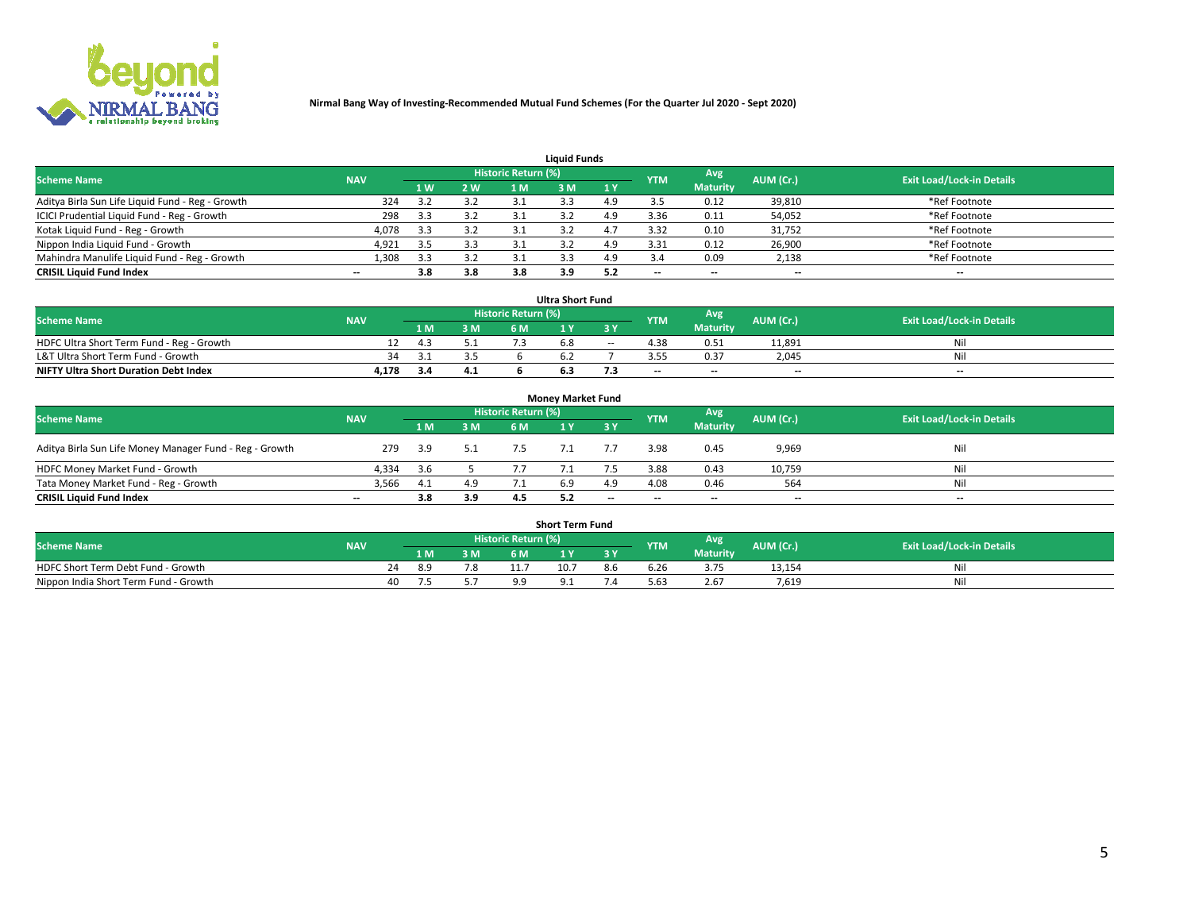**Nirmal Bang Way of Investing-Recommended Mutual Fund Schemes (For the Quarter Jul 2020 - Sept 2020)**

### Liquid Funds

| Scheme Name | NAV | Historic Return (%) | | | | | YTM | Avg Maturity | AUM (Cr.) | Exit Load/Lock-in Details |
|---|---|---|---|---|---|---|---|---|---|---|
| | | 1 W | 2 W | 1 M | 3 M | 1 Y | | | | |
| Aditya Birla Sun Life Liquid Fund - Reg - Growth | 324 | 3.2 | 3.2 | 3.1 | 3.3 | 4.9 | 3.5 | 0.12 | 39,810 | *Ref Footnote |
| ICICI Prudential Liquid Fund - Reg - Growth | 298 | 3.3 | 3.2 | 3.1 | 3.2 | 4.9 | 3.36 | 0.11 | 54,052 | *Ref Footnote |
| Kotak Liquid Fund - Reg - Growth | 4,078 | 3.3 | 3.2 | 3.1 | 3.2 | 4.7 | 3.32 | 0.10 | 31,752 | *Ref Footnote |
| Nippon India Liquid Fund - Growth | 4,921 | 3.5 | 3.3 | 3.1 | 3.2 | 4.9 | 3.31 | 0.12 | 26,900 | *Ref Footnote |
| Mahindra Manulife Liquid Fund - Reg - Growth | 1,308 | 3.3 | 3.2 | 3.1 | 3.3 | 4.9 | 3.4 | 0.09 | 2,138 | *Ref Footnote |
| **CRISIL Liquid Fund Index** | -- | **3.8** | **3.8** | **3.8** | **3.9** | **5.2** | -- | -- | -- | -- |

### Ultra Short Fund

| Scheme Name | NAV | Historic Return (%) | | | | | YTM | Avg Maturity | AUM (Cr.) | Exit Load/Lock-in Details |
|---|---|---|---|---|---|---|---|---|---|---|
| | | 1 M | 3 M | 6 M | 1 Y | 3 Y | | | | |
| HDFC Ultra Short Term Fund - Reg - Growth | 12 | 4.3 | 5.1 | 7.3 | 6.8 | -- | 4.38 | 0.51 | 11,891 | Nil |
| L&T Ultra Short Term Fund - Growth | 34 | 3.1 | 3.5 | 6 | 6.2 | 7 | 3.55 | 0.37 | 2,045 | Nil |
| **NIFTY Ultra Short Duration Debt Index** | **4,178** | **3.4** | **4.1** | **6** | **6.3** | **7.3** | -- | -- | -- | -- |

### Money Market Fund

| Scheme Name | NAV | Historic Return (%) | | | | | YTM | Avg Maturity | AUM (Cr.) | Exit Load/Lock-in Details |
|---|---|---|---|---|---|---|---|---|---|---|
| | | 1 M | 3 M | 6 M | 1 Y | 3 Y | | | | |
| Aditya Birla Sun Life Money Manager Fund - Reg - Growth | 279 | 3.9 | 5.1 | 7.5 | 7.1 | 7.7 | 3.98 | 0.45 | 9,969 | Nil |
| HDFC Money Market Fund - Growth | 4,334 | 3.6 | 5 | 7.7 | 7.1 | 7.5 | 3.88 | 0.43 | 10,759 | Nil |
| Tata Money Market Fund - Reg - Growth | 3,566 | 4.1 | 4.9 | 7.1 | 6.9 | 4.9 | 4.08 | 0.46 | 564 | Nil |
| **CRISIL Liquid Fund Index** | -- | **3.8** | **3.9** | **4.5** | **5.2** | -- | -- | -- | -- | -- |

### Short Term Fund

| Scheme Name | NAV | Historic Return (%) | | | | | YTM | Avg Maturity | AUM (Cr.) | Exit Load/Lock-in Details |
|---|---|---|---|---|---|---|---|---|---|---|
| | | 1 M | 3 M | 6 M | 1 Y | 3 Y | | | | |
| HDFC Short Term Debt Fund - Growth | 24 | 8.9 | 7.8 | 11.7 | 10.7 | 8.6 | 6.26 | 3.75 | 13,154 | Nil |
| Nippon India Short Term Fund - Growth | 40 | 7.5 | 5.7 | 9.9 | 9.1 | 7.4 | 5.63 | 2.67 | 7,619 | Nil |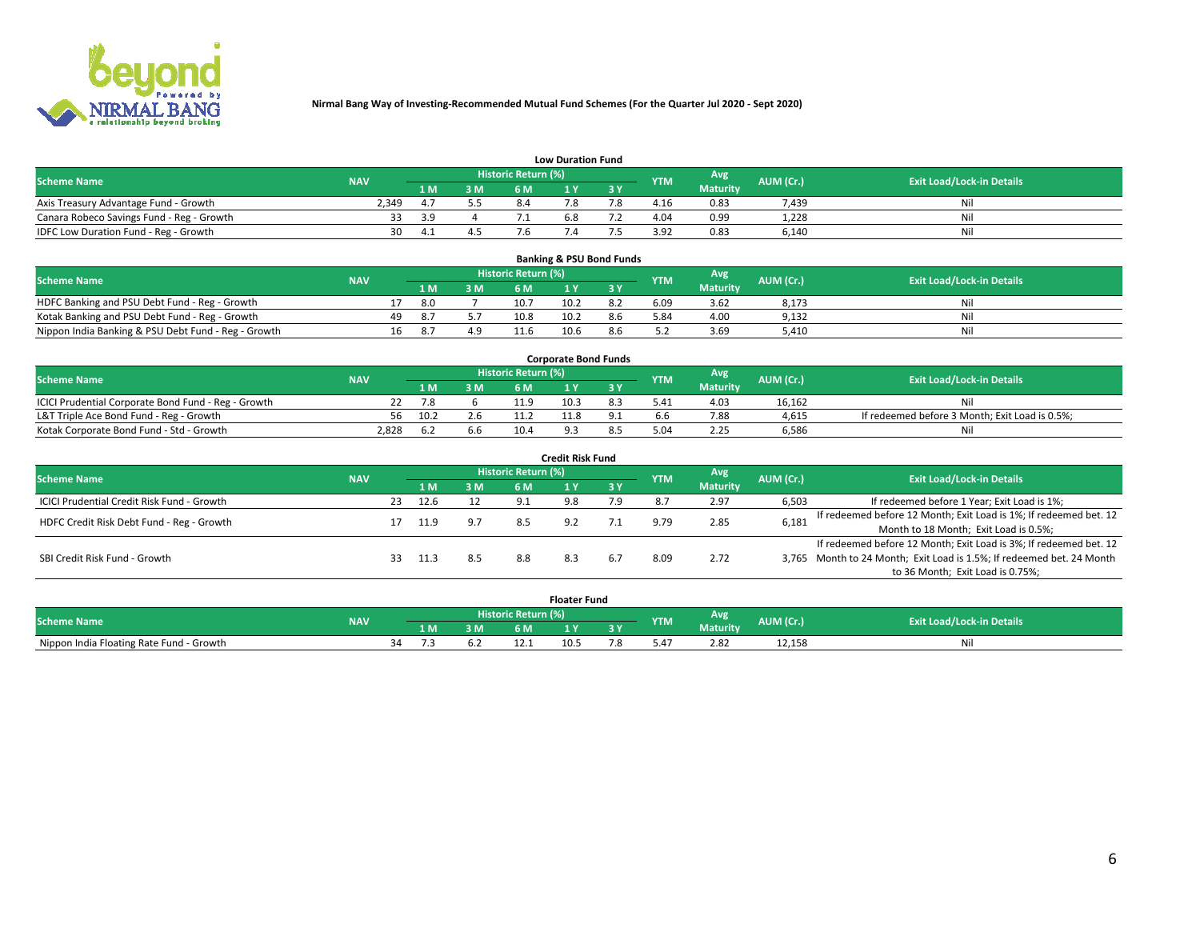**Nirmal Bang Way of Investing-Recommended Mutual Fund Schemes (For the Quarter Jul 2020 - Sept 2020)**

### Low Duration Fund

| Scheme Name | NAV | Historic Return (%) | | | | | YTM | Avg Maturity | AUM (Cr.) | Exit Load/Lock-in Details |
|---|---|---|---|---|---|---|---|---|---|---|
| | | 1 M | 3 M | 6 M | 1 Y | 3 Y | | | | |
| Axis Treasury Advantage Fund - Growth | 2,349 | 4.7 | 5.5 | 8.4 | 7.8 | 7.8 | 4.16 | 0.83 | 7,439 | Nil |
| Canara Robeco Savings Fund - Reg - Growth | 33 | 3.9 | 4 | 7.1 | 6.8 | 7.2 | 4.04 | 0.99 | 1,228 | Nil |
| IDFC Low Duration Fund - Reg - Growth | 30 | 4.1 | 4.5 | 7.6 | 7.4 | 7.5 | 3.92 | 0.83 | 6,140 | Nil |

### Banking & PSU Bond Funds

| Scheme Name | NAV | Historic Return (%) | | | | | YTM | Avg Maturity | AUM (Cr.) | Exit Load/Lock-in Details |
|---|---|---|---|---|---|---|---|---|---|---|
| | | 1 M | 3 M | 6 M | 1 Y | 3 Y | | | | |
| HDFC Banking and PSU Debt Fund - Reg - Growth | 17 | 8.0 | 7 | 10.7 | 10.2 | 8.2 | 6.09 | 3.62 | 8,173 | Nil |
| Kotak Banking and PSU Debt Fund - Reg - Growth | 49 | 8.7 | 5.7 | 10.8 | 10.2 | 8.6 | 5.84 | 4.00 | 9,132 | Nil |
| Nippon India Banking & PSU Debt Fund - Reg - Growth | 16 | 8.7 | 4.9 | 11.6 | 10.6 | 8.6 | 5.2 | 3.69 | 5,410 | Nil |

### Corporate Bond Funds

| Scheme Name | NAV | Historic Return (%) | | | | | YTM | Avg Maturity | AUM (Cr.) | Exit Load/Lock-in Details |
|---|---|---|---|---|---|---|---|---|---|---|
| | | 1 M | 3 M | 6 M | 1 Y | 3 Y | | | | |
| ICICI Prudential Corporate Bond Fund - Reg - Growth | 22 | 7.8 | 6 | 11.9 | 10.3 | 8.3 | 5.41 | 4.03 | 16,162 | Nil |
| L&T Triple Ace Bond Fund - Reg - Growth | 56 | 10.2 | 2.6 | 11.2 | 11.8 | 9.1 | 6.6 | 7.88 | 4,615 | If redeemed before 3 Month; Exit Load is 0.5%; |
| Kotak Corporate Bond Fund - Std - Growth | 2,828 | 6.2 | 6.6 | 10.4 | 9.3 | 8.5 | 5.04 | 2.25 | 6,586 | Nil |

### Credit Risk Fund

| Scheme Name | NAV | Historic Return (%) | | | | | YTM | Avg Maturity | AUM (Cr.) | Exit Load/Lock-in Details |
|---|---|---|---|---|---|---|---|---|---|---|
| | | 1 M | 3 M | 6 M | 1 Y | 3 Y | | | | |
| ICICI Prudential Credit Risk Fund - Growth | 23 | 12.6 | 12 | 9.1 | 9.8 | 7.9 | 8.7 | 2.97 | 6,503 | If redeemed before 1 Year; Exit Load is 1%; |
| HDFC Credit Risk Debt Fund - Reg - Growth | 17 | 11.9 | 9.7 | 8.5 | 9.2 | 7.1 | 9.79 | 2.85 | 6,181 | If redeemed before 12 Month; Exit Load is 1%; If redeemed bet. 12 Month to 18 Month; Exit Load is 0.5%; |
| SBI Credit Risk Fund - Growth | 33 | 11.3 | 8.5 | 8.8 | 8.3 | 6.7 | 8.09 | 2.72 | 3,765 | If redeemed before 12 Month; Exit Load is 3%; If redeemed bet. 12 Month to 24 Month; Exit Load is 1.5%; If redeemed bet. 24 Month to 36 Month; Exit Load is 0.75%; |

### Floater Fund

| Scheme Name | NAV | Historic Return (%) | | | | | YTM | Avg Maturity | AUM (Cr.) | Exit Load/Lock-in Details |
|---|---|---|---|---|---|---|---|---|---|---|
| | | 1 M | 3 M | 6 M | 1 Y | 3 Y | | | | |
| Nippon India Floating Rate Fund - Growth | 34 | 7.3 | 6.2 | 12.1 | 10.5 | 7.8 | 5.47 | 2.82 | 12,158 | Nil |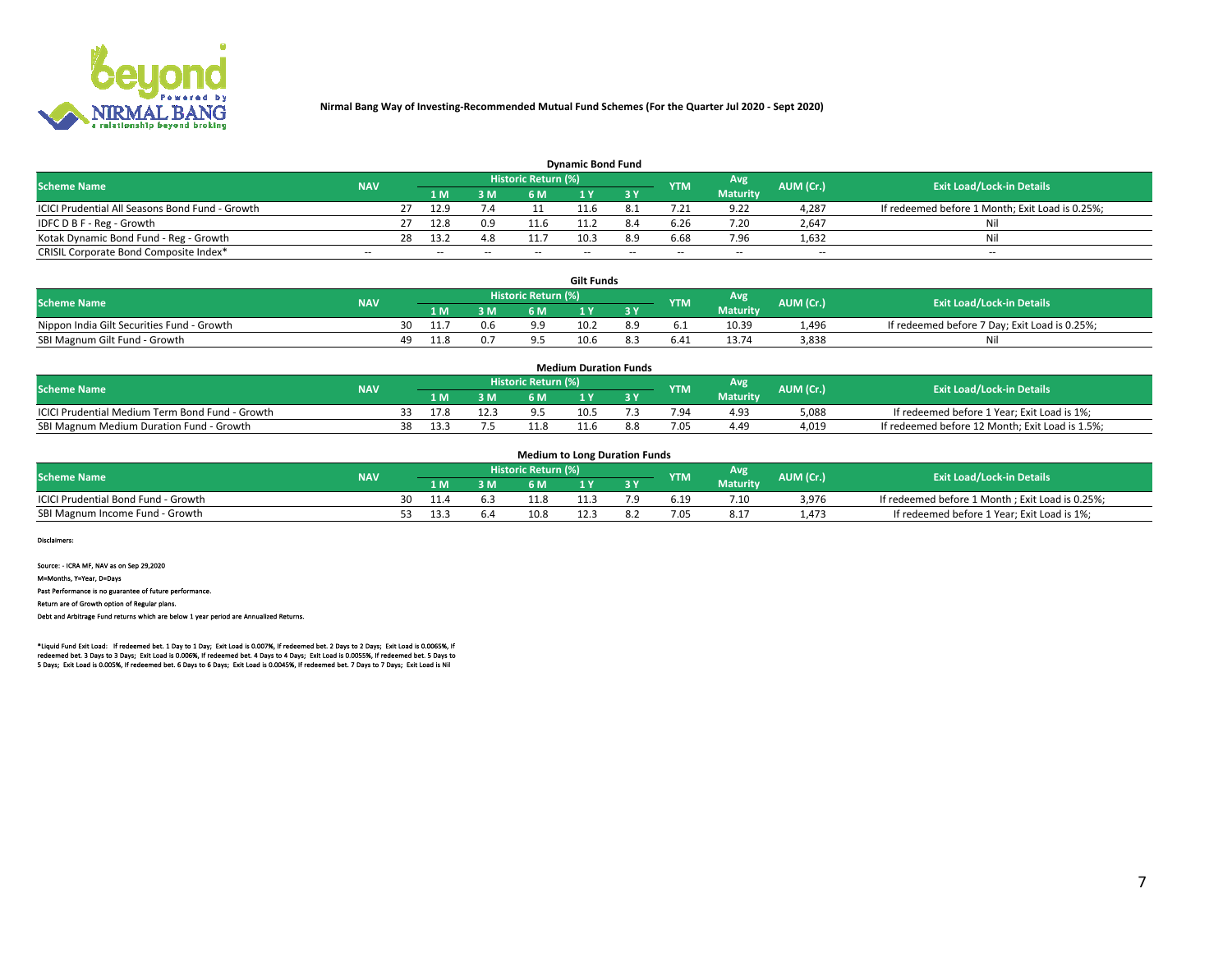**Nirmal Bang Way of Investing-Recommended Mutual Fund Schemes (For the Quarter Jul 2020 - Sept 2020)**

### Dynamic Bond Fund

| Scheme Name | NAV | Historic Return (%) | | | | | YTM | Avg Maturity | AUM (Cr.) | Exit Load/Lock-in Details |
|---|---|---|---|---|---|---|---|---|---|---|
| | | 1 M | 3 M | 6 M | 1 Y | 3 Y | | | | |
| ICICI Prudential All Seasons Bond Fund - Growth | 27 | 12.9 | 7.4 | 11 | 11.6 | 8.1 | 7.21 | 9.22 | 4,287 | If redeemed before 1 Month; Exit Load is 0.25%; |
| IDFC D B F - Reg - Growth | 27 | 12.8 | 0.9 | 11.6 | 11.2 | 8.4 | 6.26 | 7.20 | 2,647 | Nil |
| Kotak Dynamic Bond Fund - Reg - Growth | 28 | 13.2 | 4.8 | 11.7 | 10.3 | 8.9 | 6.68 | 7.96 | 1,632 | Nil |
| CRISIL Corporate Bond Composite Index* | -- | -- | -- | -- | -- | -- | -- | -- | -- | -- |

### Gilt Funds

| Scheme Name | NAV | Historic Return (%) | | | | | YTM | Avg Maturity | AUM (Cr.) | Exit Load/Lock-in Details |
|---|---|---|---|---|---|---|---|---|---|---|
| | | 1 M | 3 M | 6 M | 1 Y | 3 Y | | | | |
| Nippon India Gilt Securities Fund - Growth | 30 | 11.7 | 0.6 | 9.9 | 10.2 | 8.9 | 6.1 | 10.39 | 1,496 | If redeemed before 7 Day; Exit Load is 0.25%; |
| SBI Magnum Gilt Fund - Growth | 49 | 11.8 | 0.7 | 9.5 | 10.6 | 8.3 | 6.41 | 13.74 | 3,838 | Nil |

### Medium Duration Funds

| Scheme Name | NAV | Historic Return (%) | | | | | YTM | Avg Maturity | AUM (Cr.) | Exit Load/Lock-in Details |
|---|---|---|---|---|---|---|---|---|---|---|
| | | 1 M | 3 M | 6 M | 1 Y | 3 Y | | | | |
| ICICI Prudential Medium Term Bond Fund - Growth | 33 | 17.8 | 12.3 | 9.5 | 10.5 | 7.3 | 7.94 | 4.93 | 5,088 | If redeemed before 1 Year; Exit Load is 1%; |
| SBI Magnum Medium Duration Fund - Growth | 38 | 13.3 | 7.5 | 11.8 | 11.6 | 8.8 | 7.05 | 4.49 | 4,019 | If redeemed before 12 Month; Exit Load is 1.5%; |

### Medium to Long Duration Funds

| Scheme Name | NAV | Historic Return (%) | | | | | YTM | Avg Maturity | AUM (Cr.) | Exit Load/Lock-in Details |
|---|---|---|---|---|---|---|---|---|---|---|
| | | 1 M | 3 M | 6 M | 1 Y | 3 Y | | | | |
| ICICI Prudential Bond Fund - Growth | 30 | 11.4 | 6.3 | 11.8 | 11.3 | 7.9 | 6.19 | 7.10 | 3,976 | If redeemed before 1 Month ; Exit Load is 0.25%; |
| SBI Magnum Income Fund - Growth | 53 | 13.3 | 6.4 | 10.8 | 12.3 | 8.2 | 7.05 | 8.17 | 1,473 | If redeemed before 1 Year; Exit Load is 1%; |

Disclaimers:

Source: - ICRA MF, NAV as on Sep 29,2020

M=Months, Y=Year, D=Days

Past Performance is no guarantee of future performance.

Return are of Growth option of Regular plans.

Debt and Arbitrage Fund returns which are below 1 year period are Annualized Returns.

*Liquid Fund Exit Load: If redeemed bet. 1 Day to 1 Day; Exit Load is 0.007%, If redeemed bet. 2 Days to 2 Days; Exit Load is 0.0065%, If redeemed bet. 3 Days to 3 Days; Exit Load is 0.006%, If redeemed bet. 4 Days to 4 Days; Exit Load is 0.0055%, If redeemed bet. 5 Days to 5 Days; Exit Load is 0.005%, If redeemed bet. 6 Days to 6 Days; Exit Load is 0.0045%, If redeemed bet. 7 Days to 7 Days; Exit Load is Nil